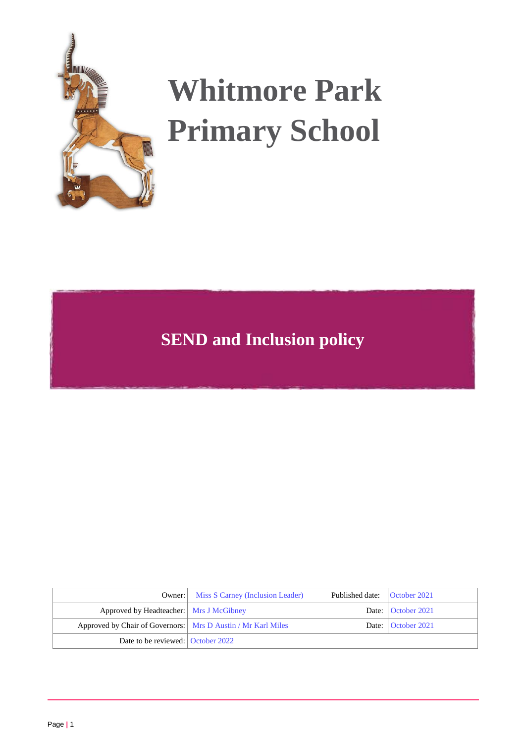# Whitmore Park Primary School

## SEND and Inclusion policy

| Owner: | Miss S Carney (Inclusion Leader) | Published date: | October 2021 |
|---|---|---|---|
| Approved by Headteacher: | Mrs J McGibney | Date: | October 2021 |
| Approved by Chair of Governors: | Mrs D Austin / Mr Karl Miles | Date: | October 2021 |
| Date to be reviewed: | October 2022 | | |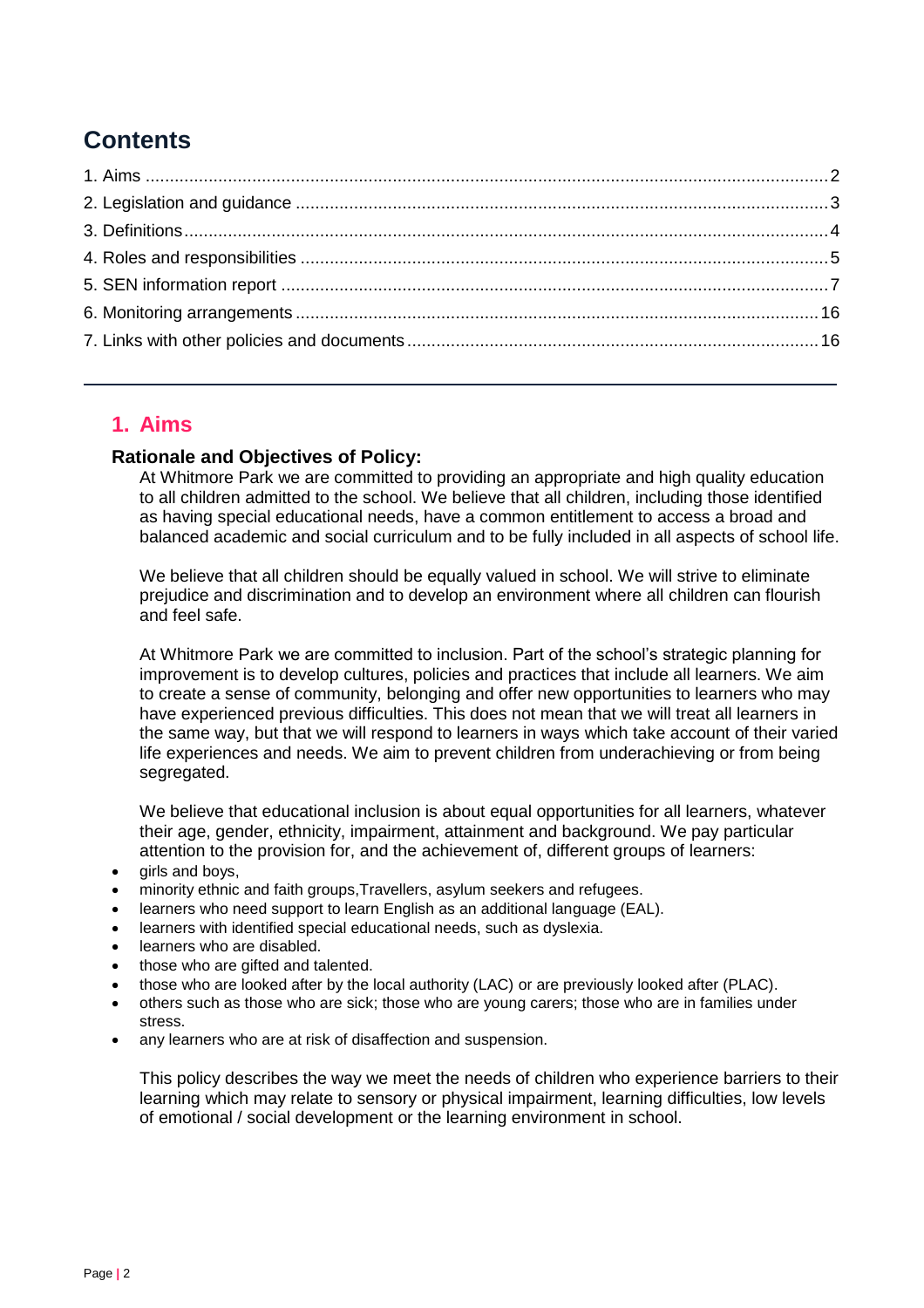# Contents

1. Aims ........................................................................ 2
2. Legislation and guidance ........................................................................ 3
3. Definitions ........................................................................ 4
4. Roles and responsibilities ........................................................................ 5
5. SEN information report ........................................................................ 7
6. Monitoring arrangements ........................................................................ 16
7. Links with other policies and documents ........................................................................ 16

---

## 1. Aims

### Rationale and Objectives of Policy:

At Whitmore Park we are committed to providing an appropriate and high quality education to all children admitted to the school. We believe that all children, including those identified as having special educational needs, have a common entitlement to access a broad and balanced academic and social curriculum and to be fully included in all aspects of school life.

We believe that all children should be equally valued in school. We will strive to eliminate prejudice and discrimination and to develop an environment where all children can flourish and feel safe.

At Whitmore Park we are committed to inclusion. Part of the school's strategic planning for improvement is to develop cultures, policies and practices that include all learners. We aim to create a sense of community, belonging and offer new opportunities to learners who may have experienced previous difficulties. This does not mean that we will treat all learners in the same way, but that we will respond to learners in ways which take account of their varied life experiences and needs. We aim to prevent children from underachieving or from being segregated.

We believe that educational inclusion is about equal opportunities for all learners, whatever their age, gender, ethnicity, impairment, attainment and background. We pay particular attention to the provision for, and the achievement of, different groups of learners:

- girls and boys,
- minority ethnic and faith groups,Travellers, asylum seekers and refugees.
- learners who need support to learn English as an additional language (EAL).
- learners with identified special educational needs, such as dyslexia.
- learners who are disabled.
- those who are gifted and talented.
- those who are looked after by the local authority (LAC) or are previously looked after (PLAC).
- others such as those who are sick; those who are young carers; those who are in families under stress.
- any learners who are at risk of disaffection and suspension.

This policy describes the way we meet the needs of children who experience barriers to their learning which may relate to sensory or physical impairment, learning difficulties, low levels of emotional / social development or the learning environment in school.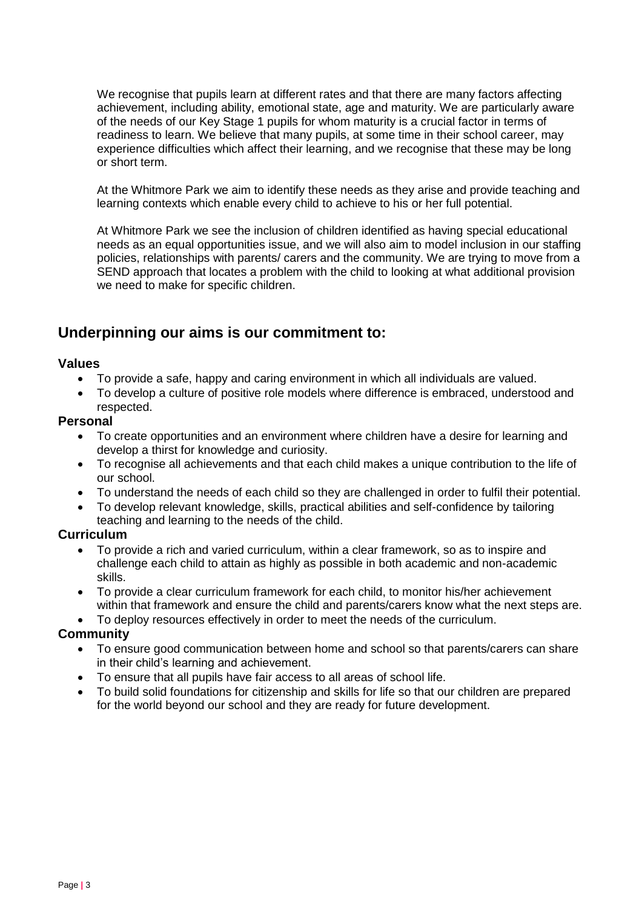We recognise that pupils learn at different rates and that there are many factors affecting achievement, including ability, emotional state, age and maturity. We are particularly aware of the needs of our Key Stage 1 pupils for whom maturity is a crucial factor in terms of readiness to learn. We believe that many pupils, at some time in their school career, may experience difficulties which affect their learning, and we recognise that these may be long or short term.

At the Whitmore Park we aim to identify these needs as they arise and provide teaching and learning contexts which enable every child to achieve to his or her full potential.

At Whitmore Park we see the inclusion of children identified as having special educational needs as an equal opportunities issue, and we will also aim to model inclusion in our staffing policies, relationships with parents/ carers and the community. We are trying to move from a SEND approach that locates a problem with the child to looking at what additional provision we need to make for specific children.

## Underpinning our aims is our commitment to:

### Values

- To provide a safe, happy and caring environment in which all individuals are valued.
- To develop a culture of positive role models where difference is embraced, understood and respected.

### Personal

- To create opportunities and an environment where children have a desire for learning and develop a thirst for knowledge and curiosity.
- To recognise all achievements and that each child makes a unique contribution to the life of our school.
- To understand the needs of each child so they are challenged in order to fulfil their potential.
- To develop relevant knowledge, skills, practical abilities and self-confidence by tailoring teaching and learning to the needs of the child.

### Curriculum

- To provide a rich and varied curriculum, within a clear framework, so as to inspire and challenge each child to attain as highly as possible in both academic and non-academic skills.
- To provide a clear curriculum framework for each child, to monitor his/her achievement within that framework and ensure the child and parents/carers know what the next steps are.
- To deploy resources effectively in order to meet the needs of the curriculum.

### Community

- To ensure good communication between home and school so that parents/carers can share in their child's learning and achievement.
- To ensure that all pupils have fair access to all areas of school life.
- To build solid foundations for citizenship and skills for life so that our children are prepared for the world beyond our school and they are ready for future development.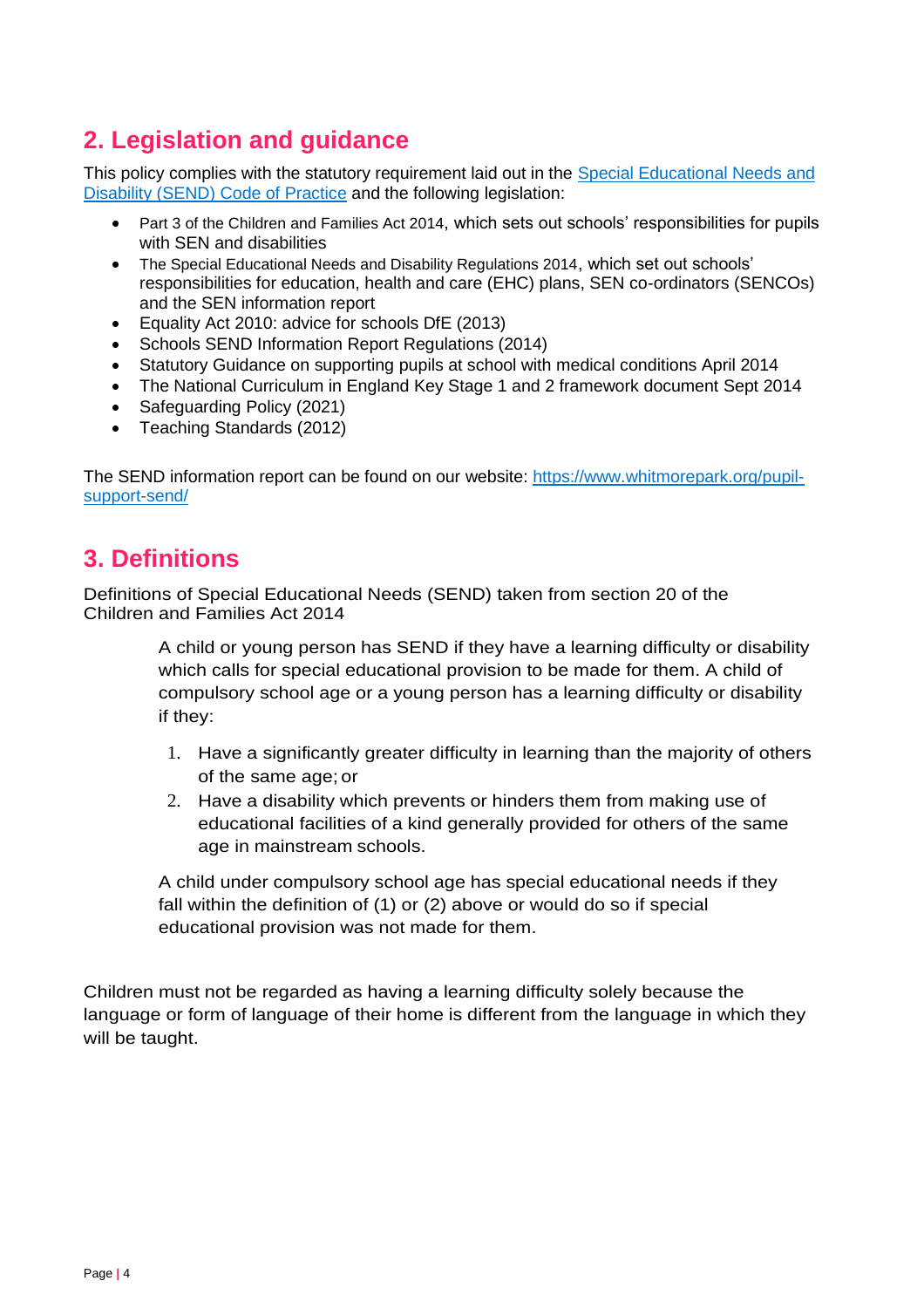## 2. Legislation and guidance

This policy complies with the statutory requirement laid out in the [Special Educational Needs and Disability (SEND) Code of Practice](#) and the following legislation:

- Part 3 of the Children and Families Act 2014, which sets out schools' responsibilities for pupils with SEN and disabilities
- The Special Educational Needs and Disability Regulations 2014, which set out schools' responsibilities for education, health and care (EHC) plans, SEN co-ordinators (SENCOs) and the SEN information report
- Equality Act 2010: advice for schools DfE (2013)
- Schools SEND Information Report Regulations (2014)
- Statutory Guidance on supporting pupils at school with medical conditions April 2014
- The National Curriculum in England Key Stage 1 and 2 framework document Sept 2014
- Safeguarding Policy (2021)
- Teaching Standards (2012)

The SEND information report can be found on our website: [https://www.whitmorepark.org/pupil-support-send/](https://www.whitmorepark.org/pupil-support-send/)

## 3. Definitions

Definitions of Special Educational Needs (SEND) taken from section 20 of the Children and Families Act 2014

> A child or young person has SEND if they have a learning difficulty or disability which calls for special educational provision to be made for them. A child of compulsory school age or a young person has a learning difficulty or disability if they:
>
> 1. Have a significantly greater difficulty in learning than the majority of others of the same age; or
> 2. Have a disability which prevents or hinders them from making use of educational facilities of a kind generally provided for others of the same age in mainstream schools.
>
> A child under compulsory school age has special educational needs if they fall within the definition of (1) or (2) above or would do so if special educational provision was not made for them.

Children must not be regarded as having a learning difficulty solely because the language or form of language of their home is different from the language in which they will be taught.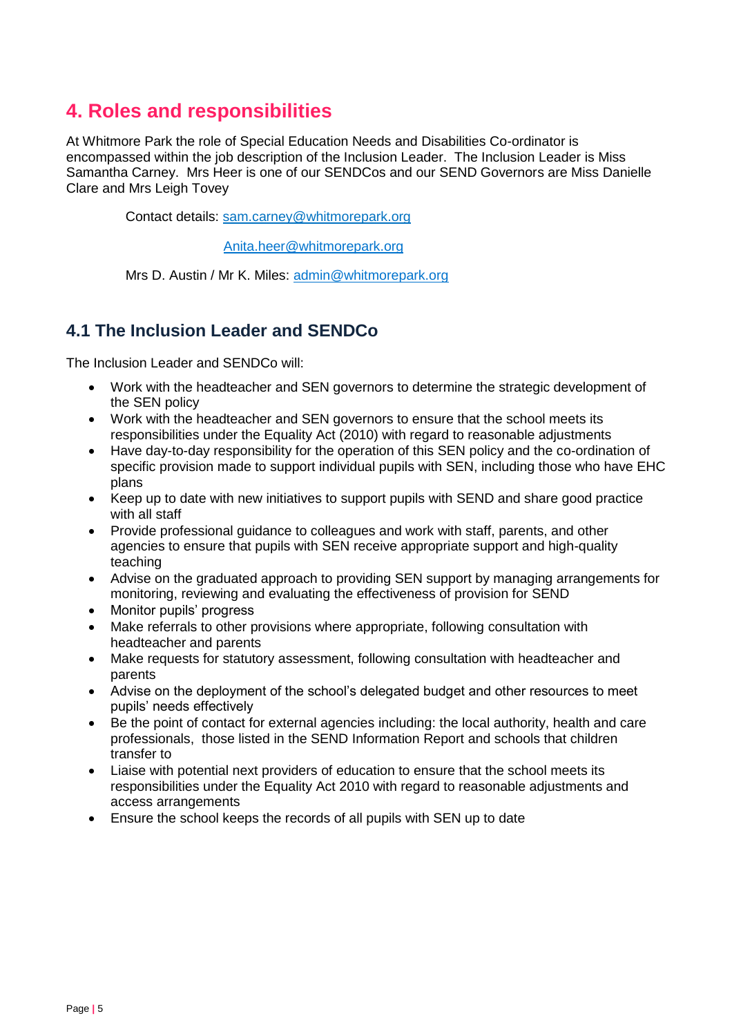## 4. Roles and responsibilities

At Whitmore Park the role of Special Education Needs and Disabilities Co-ordinator is encompassed within the job description of the Inclusion Leader. The Inclusion Leader is Miss Samantha Carney. Mrs Heer is one of our SENDCos and our SEND Governors are Miss Danielle Clare and Mrs Leigh Tovey

Contact details: sam.carney@whitmorepark.org

Anita.heer@whitmorepark.org

Mrs D. Austin / Mr K. Miles: admin@whitmorepark.org

### 4.1 The Inclusion Leader and SENDCo

The Inclusion Leader and SENDCo will:

- Work with the headteacher and SEN governors to determine the strategic development of the SEN policy
- Work with the headteacher and SEN governors to ensure that the school meets its responsibilities under the Equality Act (2010) with regard to reasonable adjustments
- Have day-to-day responsibility for the operation of this SEN policy and the co-ordination of specific provision made to support individual pupils with SEN, including those who have EHC plans
- Keep up to date with new initiatives to support pupils with SEND and share good practice with all staff
- Provide professional guidance to colleagues and work with staff, parents, and other agencies to ensure that pupils with SEN receive appropriate support and high-quality teaching
- Advise on the graduated approach to providing SEN support by managing arrangements for monitoring, reviewing and evaluating the effectiveness of provision for SEND
- Monitor pupils' progress
- Make referrals to other provisions where appropriate, following consultation with headteacher and parents
- Make requests for statutory assessment, following consultation with headteacher and parents
- Advise on the deployment of the school's delegated budget and other resources to meet pupils' needs effectively
- Be the point of contact for external agencies including: the local authority, health and care professionals, those listed in the SEND Information Report and schools that children transfer to
- Liaise with potential next providers of education to ensure that the school meets its responsibilities under the Equality Act 2010 with regard to reasonable adjustments and access arrangements
- Ensure the school keeps the records of all pupils with SEN up to date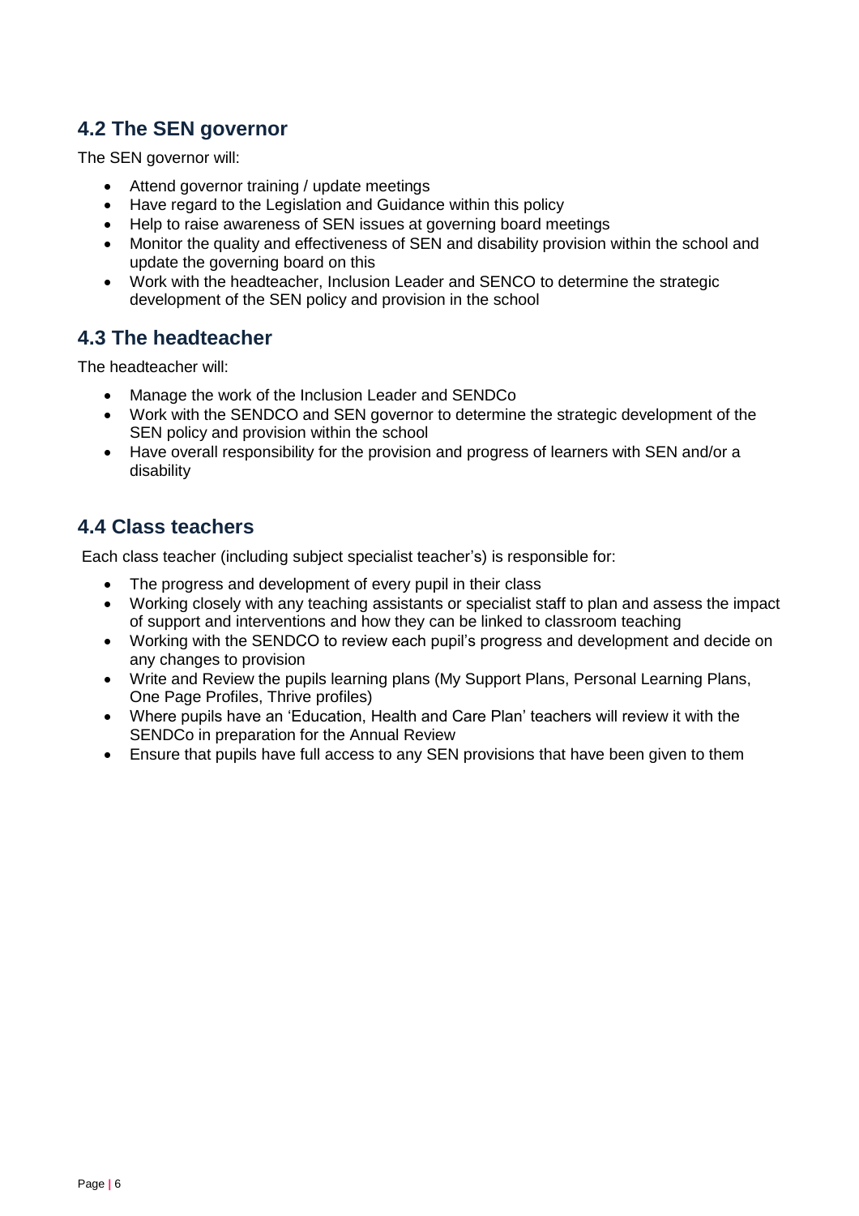## 4.2 The SEN governor

The SEN governor will:

- Attend governor training / update meetings
- Have regard to the Legislation and Guidance within this policy
- Help to raise awareness of SEN issues at governing board meetings
- Monitor the quality and effectiveness of SEN and disability provision within the school and update the governing board on this
- Work with the headteacher, Inclusion Leader and SENCO to determine the strategic development of the SEN policy and provision in the school

## 4.3 The headteacher

The headteacher will:

- Manage the work of the Inclusion Leader and SENDCo
- Work with the SENDCO and SEN governor to determine the strategic development of the SEN policy and provision within the school
- Have overall responsibility for the provision and progress of learners with SEN and/or a disability

## 4.4 Class teachers

Each class teacher (including subject specialist teacher's) is responsible for:

- The progress and development of every pupil in their class
- Working closely with any teaching assistants or specialist staff to plan and assess the impact of support and interventions and how they can be linked to classroom teaching
- Working with the SENDCO to review each pupil's progress and development and decide on any changes to provision
- Write and Review the pupils learning plans (My Support Plans, Personal Learning Plans, One Page Profiles, Thrive profiles)
- Where pupils have an 'Education, Health and Care Plan' teachers will review it with the SENDCo in preparation for the Annual Review
- Ensure that pupils have full access to any SEN provisions that have been given to them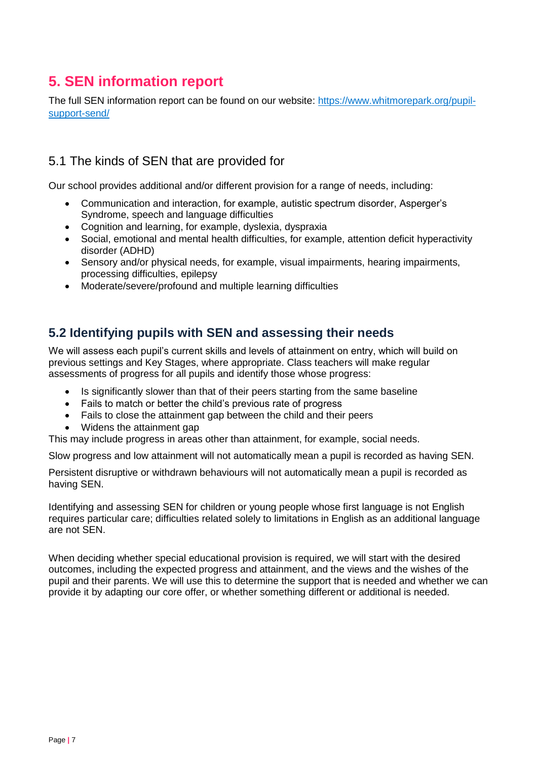## 5. SEN information report

The full SEN information report can be found on our website: [https://www.whitmorepark.org/pupil-support-send/](https://www.whitmorepark.org/pupil-support-send/)

### 5.1 The kinds of SEN that are provided for

Our school provides additional and/or different provision for a range of needs, including:

- Communication and interaction, for example, autistic spectrum disorder, Asperger's Syndrome, speech and language difficulties
- Cognition and learning, for example, dyslexia, dyspraxia
- Social, emotional and mental health difficulties, for example, attention deficit hyperactivity disorder (ADHD)
- Sensory and/or physical needs, for example, visual impairments, hearing impairments, processing difficulties, epilepsy
- Moderate/severe/profound and multiple learning difficulties

### 5.2 Identifying pupils with SEN and assessing their needs

We will assess each pupil's current skills and levels of attainment on entry, which will build on previous settings and Key Stages, where appropriate. Class teachers will make regular assessments of progress for all pupils and identify those whose progress:

- Is significantly slower than that of their peers starting from the same baseline
- Fails to match or better the child's previous rate of progress
- Fails to close the attainment gap between the child and their peers
- Widens the attainment gap

This may include progress in areas other than attainment, for example, social needs.

Slow progress and low attainment will not automatically mean a pupil is recorded as having SEN.

Persistent disruptive or withdrawn behaviours will not automatically mean a pupil is recorded as having SEN.

Identifying and assessing SEN for children or young people whose first language is not English requires particular care; difficulties related solely to limitations in English as an additional language are not SEN.

When deciding whether special educational provision is required, we will start with the desired outcomes, including the expected progress and attainment, and the views and the wishes of the pupil and their parents. We will use this to determine the support that is needed and whether we can provide it by adapting our core offer, or whether something different or additional is needed.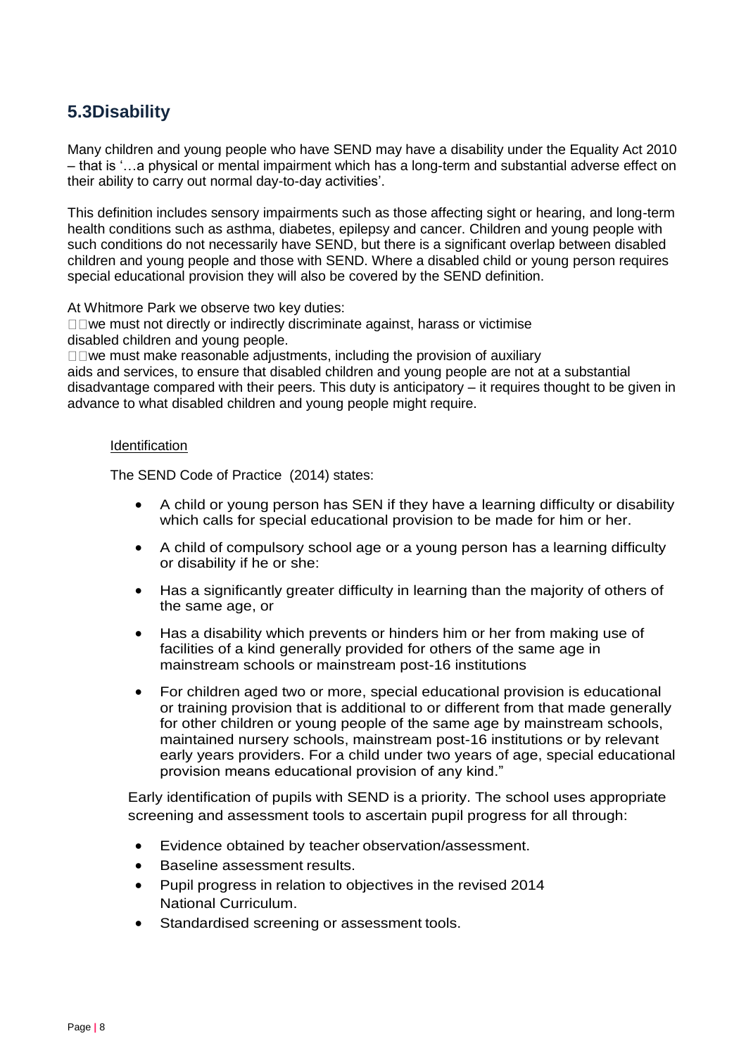## 5.3Disability

Many children and young people who have SEND may have a disability under the Equality Act 2010 – that is '…a physical or mental impairment which has a long-term and substantial adverse effect on their ability to carry out normal day-to-day activities'.

This definition includes sensory impairments such as those affecting sight or hearing, and long-term health conditions such as asthma, diabetes, epilepsy and cancer. Children and young people with such conditions do not necessarily have SEND, but there is a significant overlap between disabled children and young people and those with SEND. Where a disabled child or young person requires special educational provision they will also be covered by the SEND definition.

At Whitmore Park we observe two key duties:

- we must not directly or indirectly discriminate against, harass or victimise disabled children and young people.
- we must make reasonable adjustments, including the provision of auxiliary aids and services, to ensure that disabled children and young people are not at a substantial disadvantage compared with their peers. This duty is anticipatory – it requires thought to be given in advance to what disabled children and young people might require.

<u>Identification</u>

The SEND Code of Practice (2014) states:

- A child or young person has SEN if they have a learning difficulty or disability which calls for special educational provision to be made for him or her.
- A child of compulsory school age or a young person has a learning difficulty or disability if he or she:
- Has a significantly greater difficulty in learning than the majority of others of the same age, or
- Has a disability which prevents or hinders him or her from making use of facilities of a kind generally provided for others of the same age in mainstream schools or mainstream post-16 institutions
- For children aged two or more, special educational provision is educational or training provision that is additional to or different from that made generally for other children or young people of the same age by mainstream schools, maintained nursery schools, mainstream post-16 institutions or by relevant early years providers. For a child under two years of age, special educational provision means educational provision of any kind."

Early identification of pupils with SEND is a priority. The school uses appropriate screening and assessment tools to ascertain pupil progress for all through:

- Evidence obtained by teacher observation/assessment.
- Baseline assessment results.
- Pupil progress in relation to objectives in the revised 2014 National Curriculum.
- Standardised screening or assessment tools.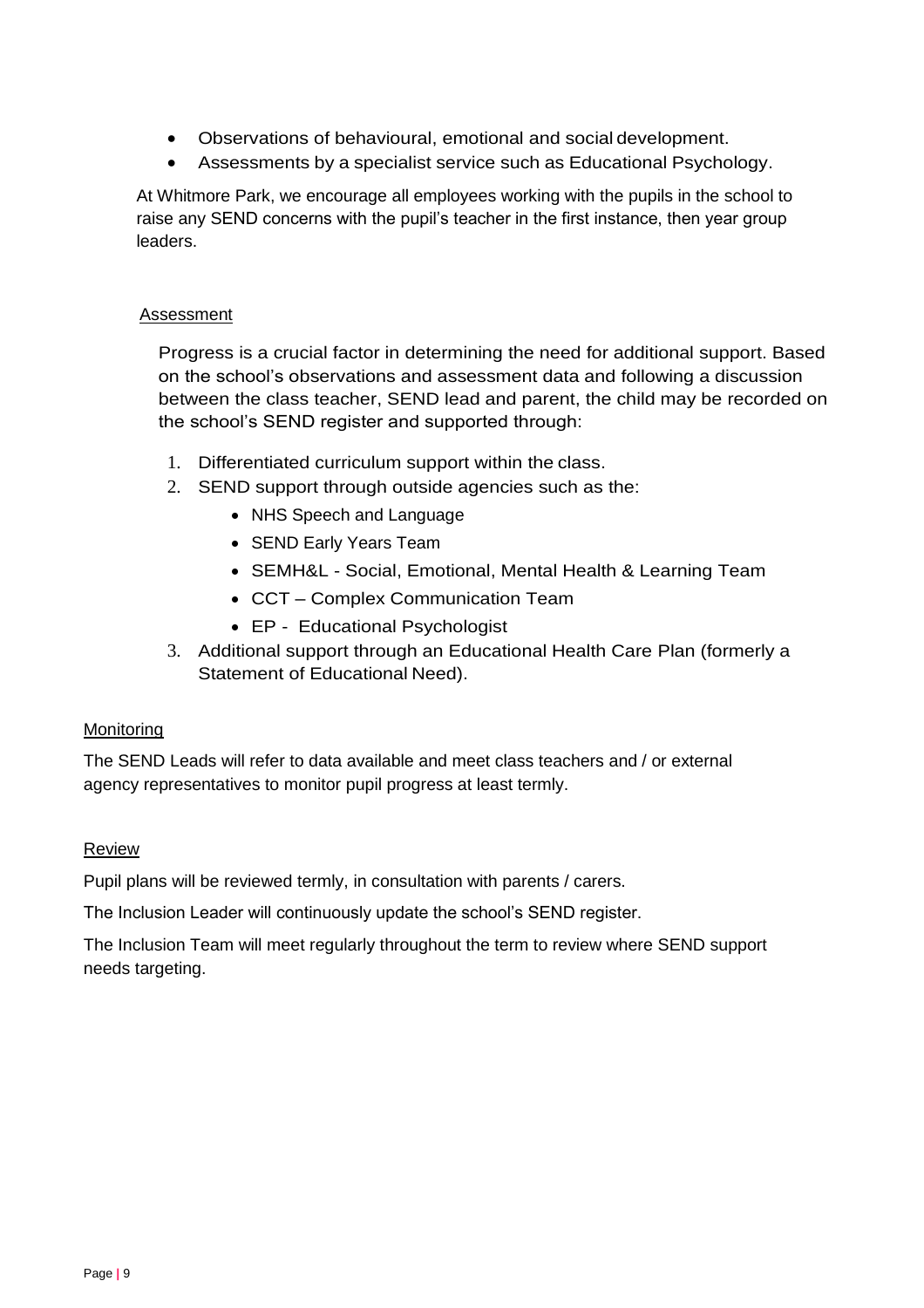- Observations of behavioural, emotional and social development.
- Assessments by a specialist service such as Educational Psychology.

At Whitmore Park, we encourage all employees working with the pupils in the school to raise any SEND concerns with the pupil's teacher in the first instance, then year group leaders.

## Assessment

Progress is a crucial factor in determining the need for additional support. Based on the school's observations and assessment data and following a discussion between the class teacher, SEND lead and parent, the child may be recorded on the school's SEND register and supported through:

1. Differentiated curriculum support within the class.
2. SEND support through outside agencies such as the:
   - NHS Speech and Language
   - SEND Early Years Team
   - SEMH&L - Social, Emotional, Mental Health & Learning Team
   - CCT – Complex Communication Team
   - EP - Educational Psychologist
3. Additional support through an Educational Health Care Plan (formerly a Statement of Educational Need).

## Monitoring

The SEND Leads will refer to data available and meet class teachers and / or external agency representatives to monitor pupil progress at least termly.

## Review

Pupil plans will be reviewed termly, in consultation with parents / carers.

The Inclusion Leader will continuously update the school's SEND register.

The Inclusion Team will meet regularly throughout the term to review where SEND support needs targeting.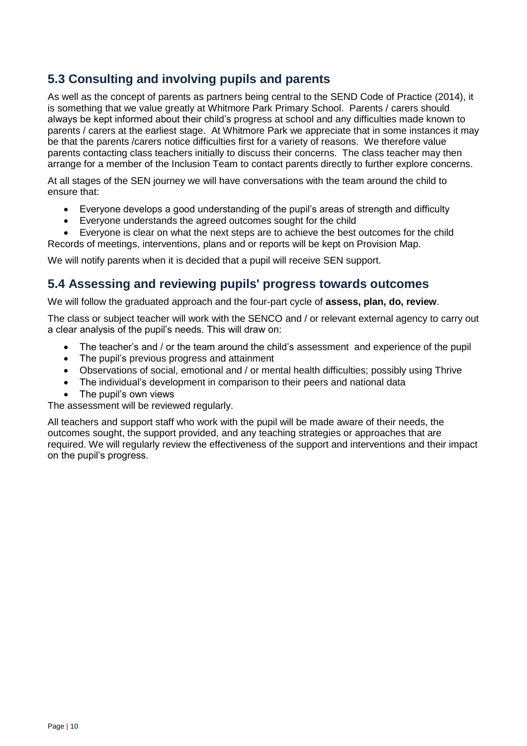## 5.3 Consulting and involving pupils and parents

As well as the concept of parents as partners being central to the SEND Code of Practice (2014), it is something that we value greatly at Whitmore Park Primary School. Parents / carers should always be kept informed about their child's progress at school and any difficulties made known to parents / carers at the earliest stage. At Whitmore Park we appreciate that in some instances it may be that the parents /carers notice difficulties first for a variety of reasons. We therefore value parents contacting class teachers initially to discuss their concerns. The class teacher may then arrange for a member of the Inclusion Team to contact parents directly to further explore concerns.

At all stages of the SEN journey we will have conversations with the team around the child to ensure that:

- Everyone develops a good understanding of the pupil's areas of strength and difficulty
- Everyone understands the agreed outcomes sought for the child
- Everyone is clear on what the next steps are to achieve the best outcomes for the child

Records of meetings, interventions, plans and or reports will be kept on Provision Map.

We will notify parents when it is decided that a pupil will receive SEN support.

## 5.4 Assessing and reviewing pupils' progress towards outcomes

We will follow the graduated approach and the four-part cycle of **assess, plan, do, review**.

The class or subject teacher will work with the SENCO and / or relevant external agency to carry out a clear analysis of the pupil's needs. This will draw on:

- The teacher's and / or the team around the child's assessment and experience of the pupil
- The pupil's previous progress and attainment
- Observations of social, emotional and / or mental health difficulties; possibly using Thrive
- The individual's development in comparison to their peers and national data
- The pupil's own views

The assessment will be reviewed regularly.

All teachers and support staff who work with the pupil will be made aware of their needs, the outcomes sought, the support provided, and any teaching strategies or approaches that are required. We will regularly review the effectiveness of the support and interventions and their impact on the pupil's progress.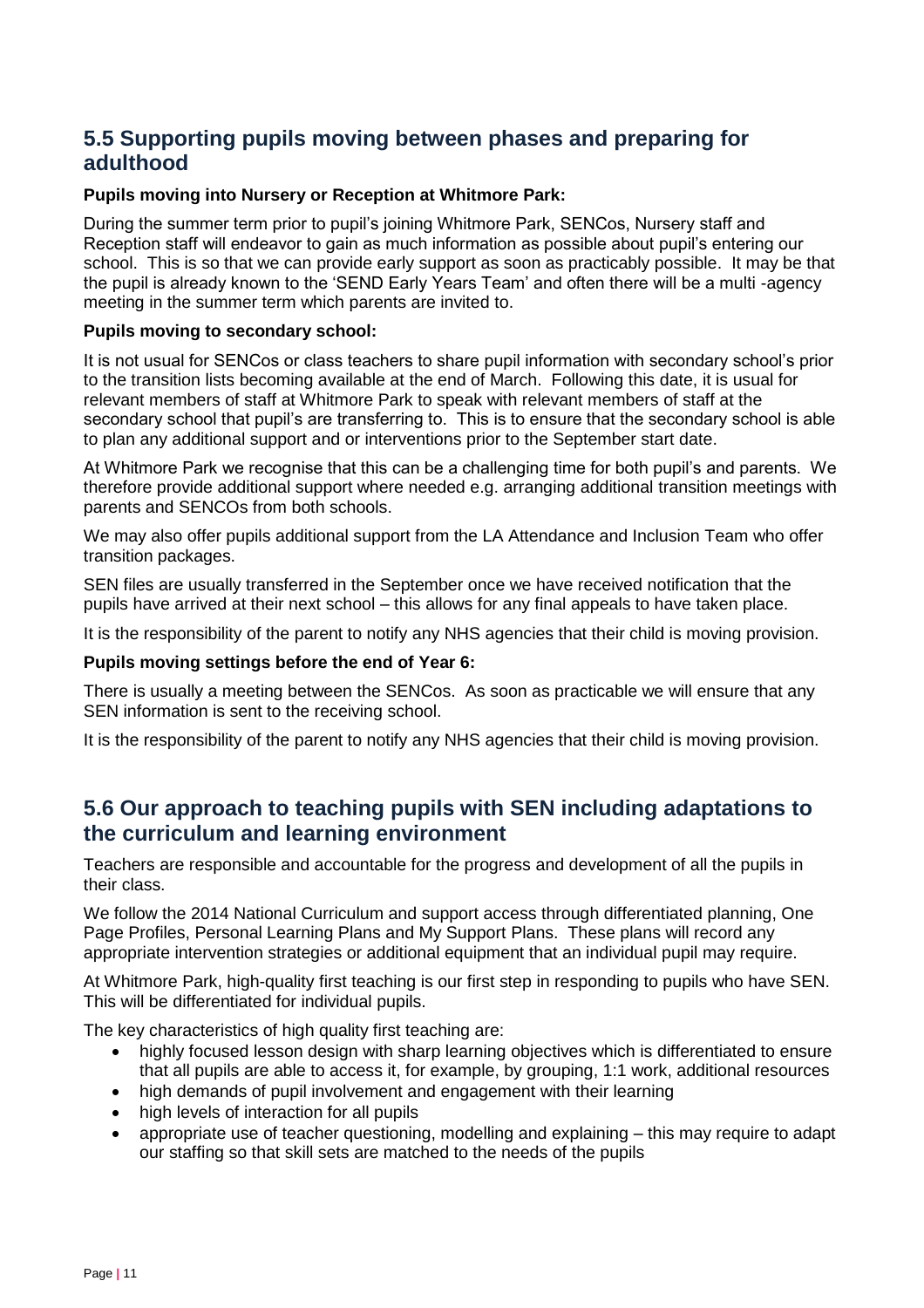## 5.5 Supporting pupils moving between phases and preparing for adulthood

**Pupils moving into Nursery or Reception at Whitmore Park:**

During the summer term prior to pupil's joining Whitmore Park, SENCos, Nursery staff and Reception staff will endeavor to gain as much information as possible about pupil's entering our school. This is so that we can provide early support as soon as practicably possible. It may be that the pupil is already known to the 'SEND Early Years Team' and often there will be a multi -agency meeting in the summer term which parents are invited to.

**Pupils moving to secondary school:**

It is not usual for SENCos or class teachers to share pupil information with secondary school's prior to the transition lists becoming available at the end of March. Following this date, it is usual for relevant members of staff at Whitmore Park to speak with relevant members of staff at the secondary school that pupil's are transferring to. This is to ensure that the secondary school is able to plan any additional support and or interventions prior to the September start date.

At Whitmore Park we recognise that this can be a challenging time for both pupil's and parents. We therefore provide additional support where needed e.g. arranging additional transition meetings with parents and SENCOs from both schools.

We may also offer pupils additional support from the LA Attendance and Inclusion Team who offer transition packages.

SEN files are usually transferred in the September once we have received notification that the pupils have arrived at their next school – this allows for any final appeals to have taken place.

It is the responsibility of the parent to notify any NHS agencies that their child is moving provision.

**Pupils moving settings before the end of Year 6:**

There is usually a meeting between the SENCos. As soon as practicable we will ensure that any SEN information is sent to the receiving school.

It is the responsibility of the parent to notify any NHS agencies that their child is moving provision.

## 5.6 Our approach to teaching pupils with SEN including adaptations to the curriculum and learning environment

Teachers are responsible and accountable for the progress and development of all the pupils in their class.

We follow the 2014 National Curriculum and support access through differentiated planning, One Page Profiles, Personal Learning Plans and My Support Plans. These plans will record any appropriate intervention strategies or additional equipment that an individual pupil may require.

At Whitmore Park, high-quality first teaching is our first step in responding to pupils who have SEN. This will be differentiated for individual pupils.

The key characteristics of high quality first teaching are:

- highly focused lesson design with sharp learning objectives which is differentiated to ensure that all pupils are able to access it, for example, by grouping, 1:1 work, additional resources
- high demands of pupil involvement and engagement with their learning
- high levels of interaction for all pupils
- appropriate use of teacher questioning, modelling and explaining – this may require to adapt our staffing so that skill sets are matched to the needs of the pupils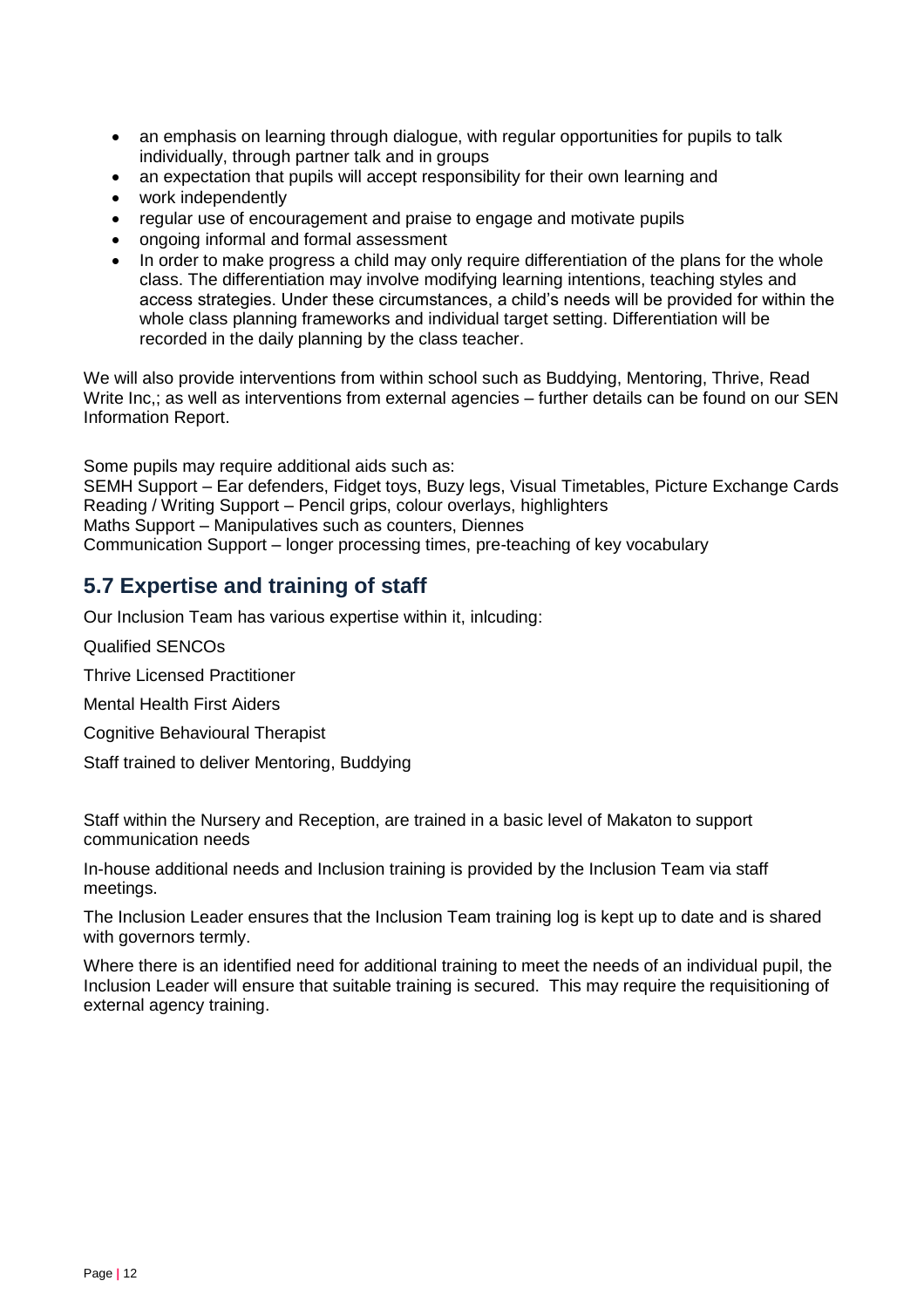- an emphasis on learning through dialogue, with regular opportunities for pupils to talk individually, through partner talk and in groups
- an expectation that pupils will accept responsibility for their own learning and
- work independently
- regular use of encouragement and praise to engage and motivate pupils
- ongoing informal and formal assessment
- In order to make progress a child may only require differentiation of the plans for the whole class. The differentiation may involve modifying learning intentions, teaching styles and access strategies. Under these circumstances, a child's needs will be provided for within the whole class planning frameworks and individual target setting. Differentiation will be recorded in the daily planning by the class teacher.

We will also provide interventions from within school such as Buddying, Mentoring, Thrive, Read Write Inc,; as well as interventions from external agencies – further details can be found on our SEN Information Report.

Some pupils may require additional aids such as:
SEMH Support – Ear defenders, Fidget toys, Buzy legs, Visual Timetables, Picture Exchange Cards
Reading / Writing Support – Pencil grips, colour overlays, highlighters
Maths Support – Manipulatives such as counters, Diennes
Communication Support – longer processing times, pre-teaching of key vocabulary

## 5.7 Expertise and training of staff

Our Inclusion Team has various expertise within it, inlcuding:

Qualified SENCOs

Thrive Licensed Practitioner

Mental Health First Aiders

Cognitive Behavioural Therapist

Staff trained to deliver Mentoring, Buddying

Staff within the Nursery and Reception, are trained in a basic level of Makaton to support communication needs

In-house additional needs and Inclusion training is provided by the Inclusion Team via staff meetings.

The Inclusion Leader ensures that the Inclusion Team training log is kept up to date and is shared with governors termly.

Where there is an identified need for additional training to meet the needs of an individual pupil, the Inclusion Leader will ensure that suitable training is secured. This may require the requisitioning of external agency training.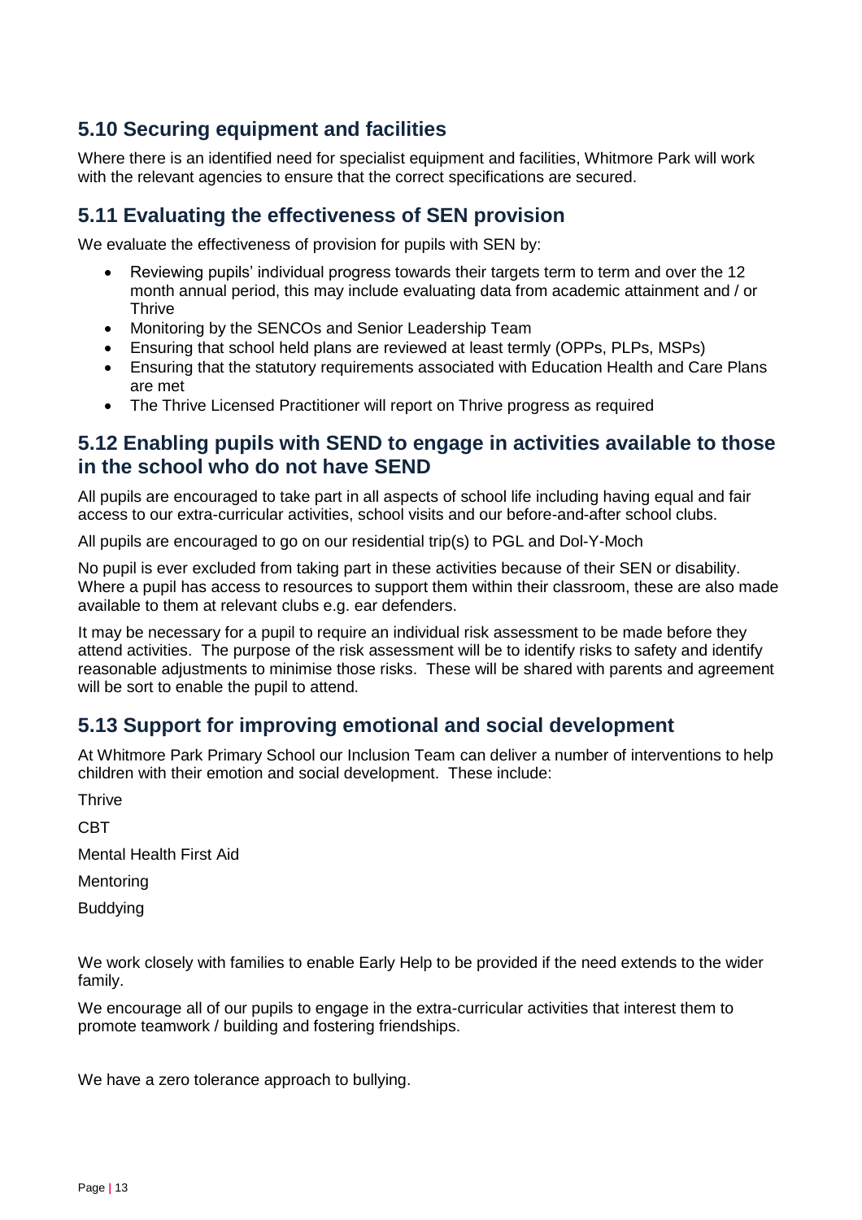## 5.10 Securing equipment and facilities

Where there is an identified need for specialist equipment and facilities, Whitmore Park will work with the relevant agencies to ensure that the correct specifications are secured.

## 5.11 Evaluating the effectiveness of SEN provision

We evaluate the effectiveness of provision for pupils with SEN by:

- Reviewing pupils' individual progress towards their targets term to term and over the 12 month annual period, this may include evaluating data from academic attainment and / or Thrive
- Monitoring by the SENCOs and Senior Leadership Team
- Ensuring that school held plans are reviewed at least termly (OPPs, PLPs, MSPs)
- Ensuring that the statutory requirements associated with Education Health and Care Plans are met
- The Thrive Licensed Practitioner will report on Thrive progress as required

## 5.12 Enabling pupils with SEND to engage in activities available to those in the school who do not have SEND

All pupils are encouraged to take part in all aspects of school life including having equal and fair access to our extra-curricular activities, school visits and our before-and-after school clubs.

All pupils are encouraged to go on our residential trip(s) to PGL and Dol-Y-Moch

No pupil is ever excluded from taking part in these activities because of their SEN or disability. Where a pupil has access to resources to support them within their classroom, these are also made available to them at relevant clubs e.g. ear defenders.

It may be necessary for a pupil to require an individual risk assessment to be made before they attend activities. The purpose of the risk assessment will be to identify risks to safety and identify reasonable adjustments to minimise those risks. These will be shared with parents and agreement will be sort to enable the pupil to attend.

## 5.13 Support for improving emotional and social development

At Whitmore Park Primary School our Inclusion Team can deliver a number of interventions to help children with their emotion and social development. These include:

Thrive

CBT

Mental Health First Aid

Mentoring

Buddying

We work closely with families to enable Early Help to be provided if the need extends to the wider family.

We encourage all of our pupils to engage in the extra-curricular activities that interest them to promote teamwork / building and fostering friendships.

We have a zero tolerance approach to bullying.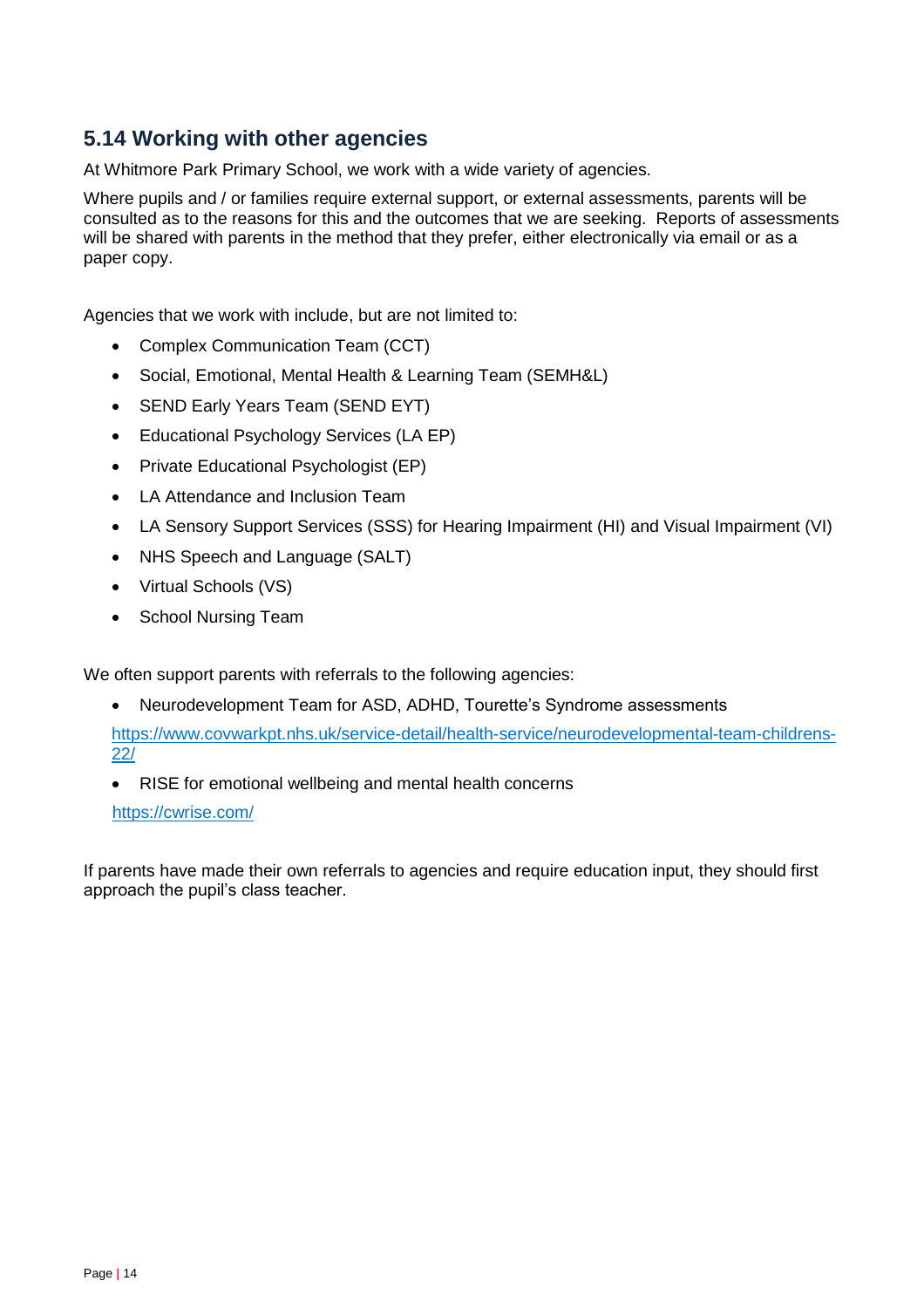## 5.14 Working with other agencies

At Whitmore Park Primary School, we work with a wide variety of agencies.

Where pupils and / or families require external support, or external assessments, parents will be consulted as to the reasons for this and the outcomes that we are seeking. Reports of assessments will be shared with parents in the method that they prefer, either electronically via email or as a paper copy.

Agencies that we work with include, but are not limited to:

- Complex Communication Team (CCT)
- Social, Emotional, Mental Health & Learning Team (SEMH&L)
- SEND Early Years Team (SEND EYT)
- Educational Psychology Services (LA EP)
- Private Educational Psychologist (EP)
- LA Attendance and Inclusion Team
- LA Sensory Support Services (SSS) for Hearing Impairment (HI) and Visual Impairment (VI)
- NHS Speech and Language (SALT)
- Virtual Schools (VS)
- School Nursing Team

We often support parents with referrals to the following agencies:

- Neurodevelopment Team for ASD, ADHD, Tourette's Syndrome assessments

  https://www.covwarkpt.nhs.uk/service-detail/health-service/neurodevelopmental-team-childrens-22/

- RISE for emotional wellbeing and mental health concerns

  https://cwrise.com/

If parents have made their own referrals to agencies and require education input, they should first approach the pupil's class teacher.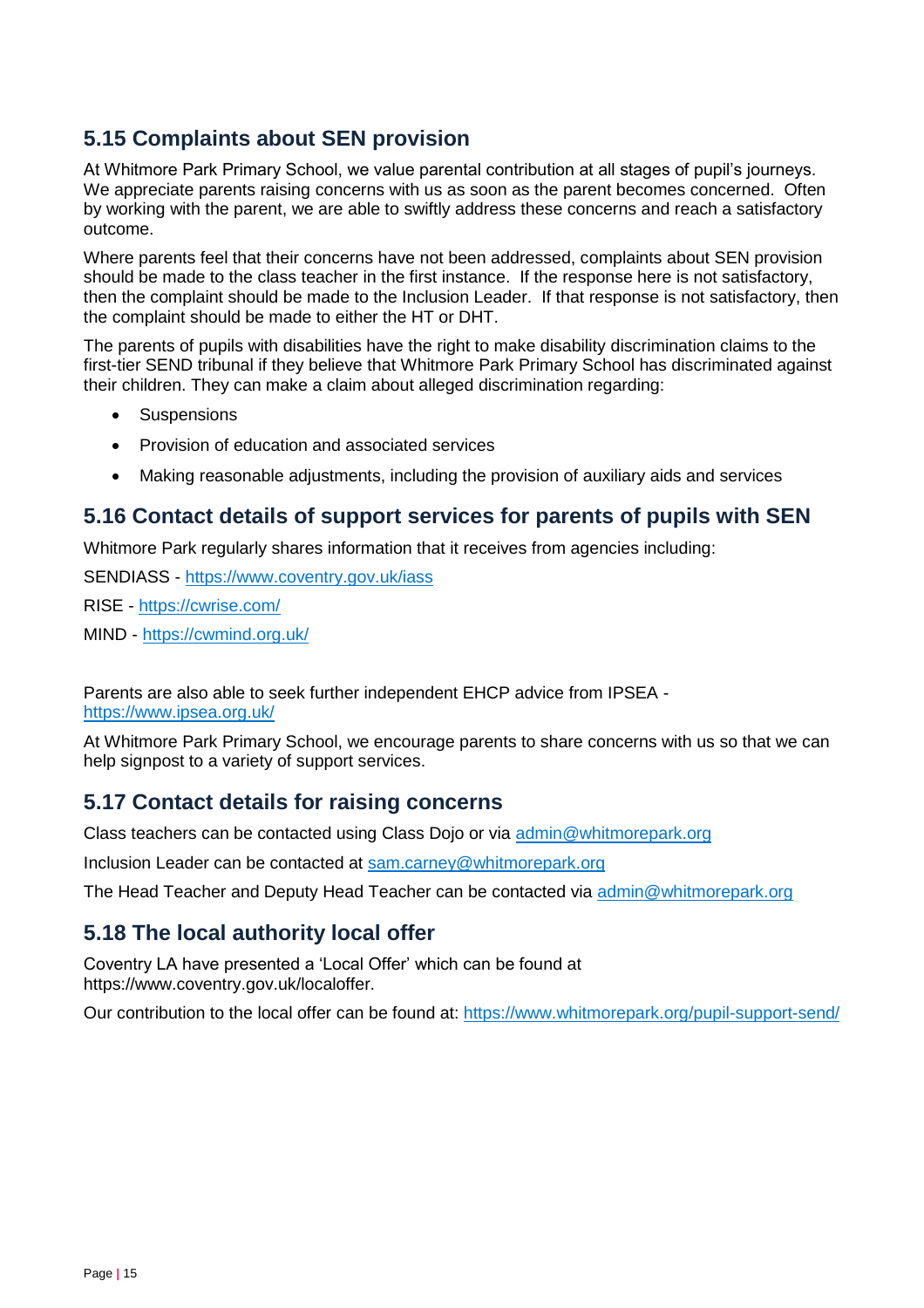## 5.15 Complaints about SEN provision

At Whitmore Park Primary School, we value parental contribution at all stages of pupil's journeys. We appreciate parents raising concerns with us as soon as the parent becomes concerned. Often by working with the parent, we are able to swiftly address these concerns and reach a satisfactory outcome.

Where parents feel that their concerns have not been addressed, complaints about SEN provision should be made to the class teacher in the first instance. If the response here is not satisfactory, then the complaint should be made to the Inclusion Leader. If that response is not satisfactory, then the complaint should be made to either the HT or DHT.

The parents of pupils with disabilities have the right to make disability discrimination claims to the first-tier SEND tribunal if they believe that Whitmore Park Primary School has discriminated against their children. They can make a claim about alleged discrimination regarding:

- Suspensions
- Provision of education and associated services
- Making reasonable adjustments, including the provision of auxiliary aids and services

## 5.16 Contact details of support services for parents of pupils with SEN

Whitmore Park regularly shares information that it receives from agencies including:

SENDIASS - https://www.coventry.gov.uk/iass

RISE - https://cwrise.com/

MIND - https://cwmind.org.uk/

Parents are also able to seek further independent EHCP advice from IPSEA - https://www.ipsea.org.uk/

At Whitmore Park Primary School, we encourage parents to share concerns with us so that we can help signpost to a variety of support services.

## 5.17 Contact details for raising concerns

Class teachers can be contacted using Class Dojo or via admin@whitmorepark.org

Inclusion Leader can be contacted at sam.carney@whitmorepark.org

The Head Teacher and Deputy Head Teacher can be contacted via admin@whitmorepark.org

## 5.18 The local authority local offer

Coventry LA have presented a 'Local Offer' which can be found at https://www.coventry.gov.uk/localoffer.

Our contribution to the local offer can be found at: https://www.whitmorepark.org/pupil-support-send/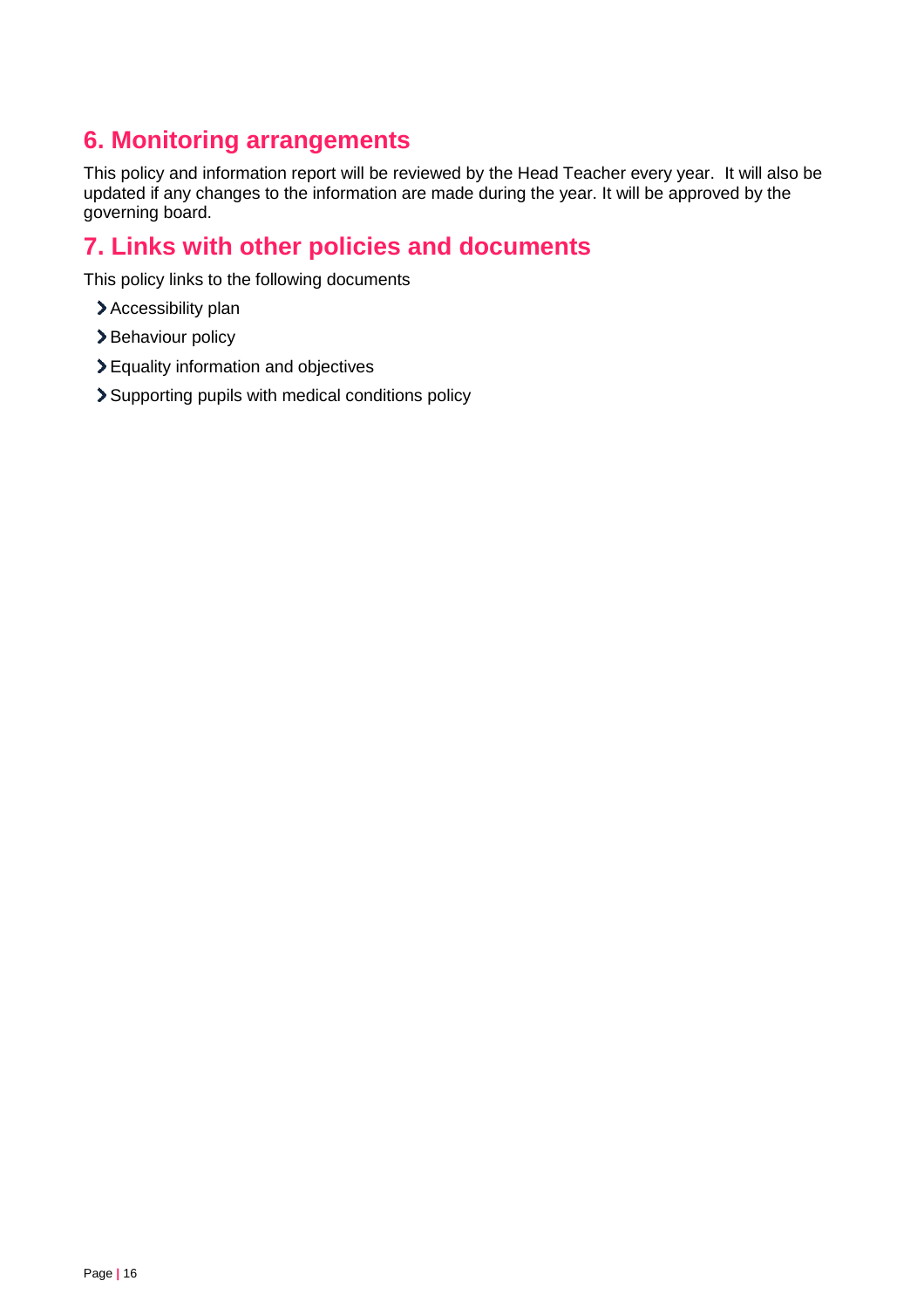## 6. Monitoring arrangements

This policy and information report will be reviewed by the Head Teacher every year.  It will also be updated if any changes to the information are made during the year. It will be approved by the governing board.

## 7. Links with other policies and documents

This policy links to the following documents

- Accessibility plan
- Behaviour policy
- Equality information and objectives
- Supporting pupils with medical conditions policy